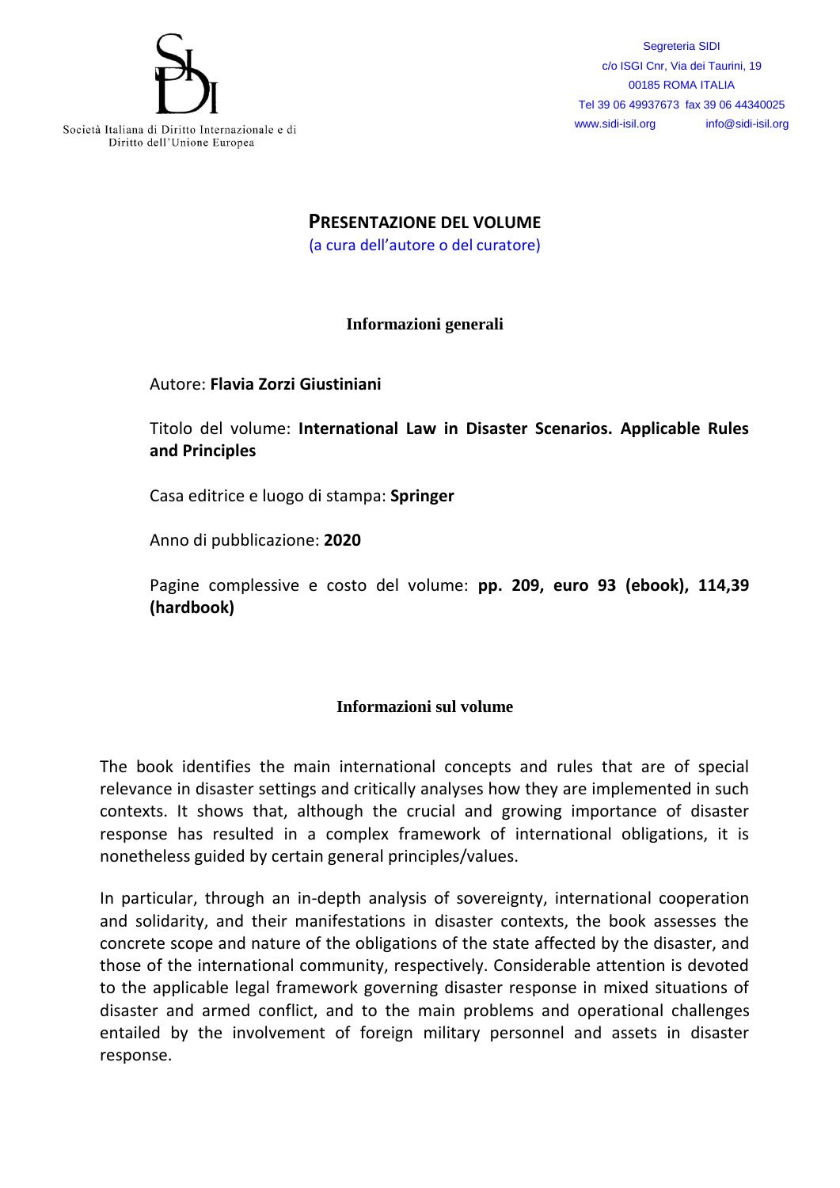Società Italiana di Diritto Internazionale e di Diritto dell'Unione Europea

Segreteria SIDI
c/o ISGI Cnr, Via dei Taurini, 19
00185 ROMA ITALIA
Tel 39 06 49937673 fax 39 06 44340025
www.sidi-isil.org info@sidi-isil.org

# PRESENTAZIONE DEL VOLUME

(a cura dell'autore o del curatore)

## Informazioni generali

Autore: **Flavia Zorzi Giustiniani**

Titolo del volume: **International Law in Disaster Scenarios. Applicable Rules and Principles**

Casa editrice e luogo di stampa: **Springer**

Anno di pubblicazione: **2020**

Pagine complessive e costo del volume: **pp. 209, euro 93 (ebook), 114,39 (hardbook)**

## Informazioni sul volume

The book identifies the main international concepts and rules that are of special relevance in disaster settings and critically analyses how they are implemented in such contexts. It shows that, although the crucial and growing importance of disaster response has resulted in a complex framework of international obligations, it is nonetheless guided by certain general principles/values.

In particular, through an in-depth analysis of sovereignty, international cooperation and solidarity, and their manifestations in disaster contexts, the book assesses the concrete scope and nature of the obligations of the state affected by the disaster, and those of the international community, respectively. Considerable attention is devoted to the applicable legal framework governing disaster response in mixed situations of disaster and armed conflict, and to the main problems and operational challenges entailed by the involvement of foreign military personnel and assets in disaster response.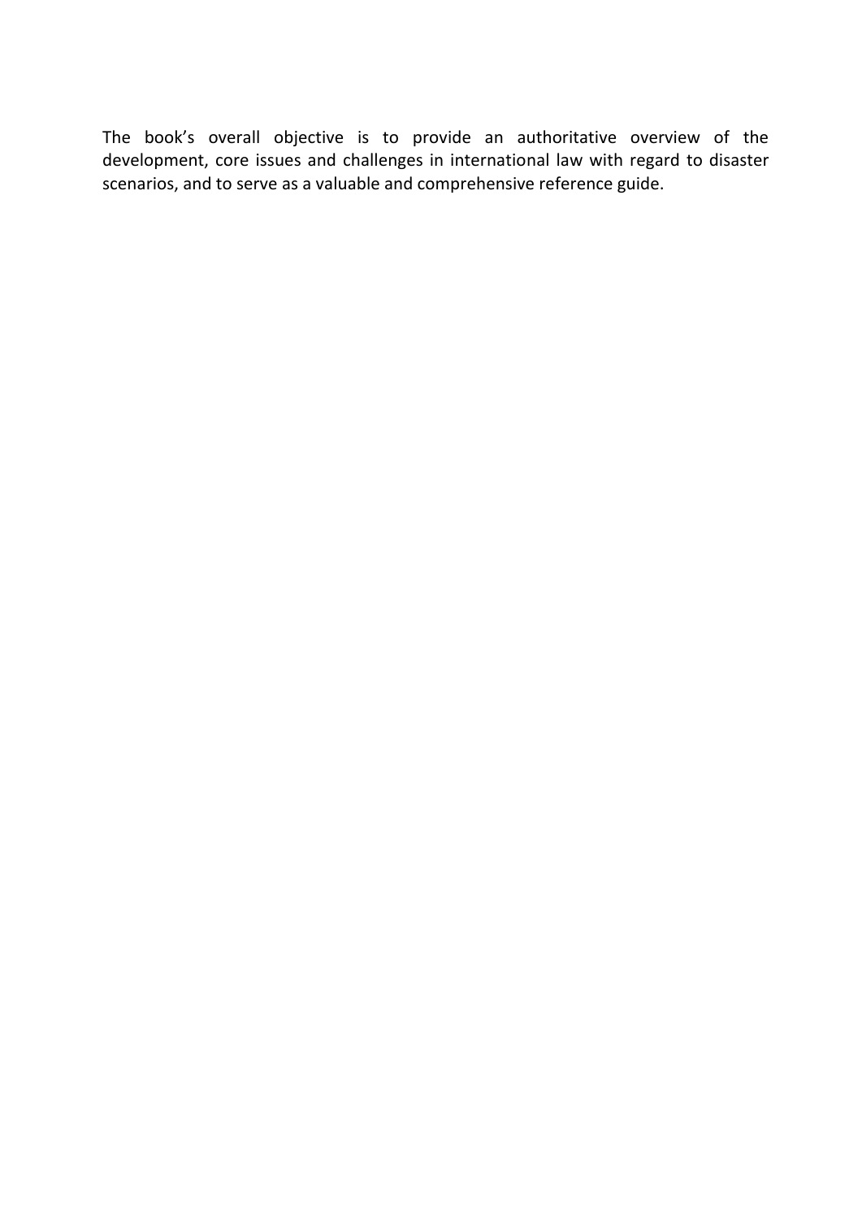The book's overall objective is to provide an authoritative overview of the development, core issues and challenges in international law with regard to disaster scenarios, and to serve as a valuable and comprehensive reference guide.